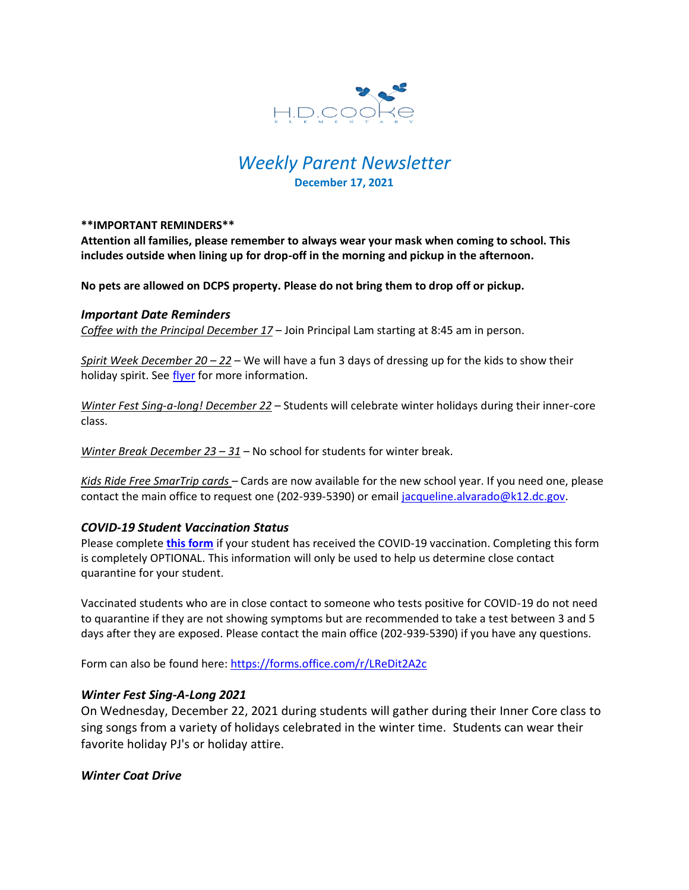H.D.COOKE ELEMENTARY

# *Weekly Parent Newsletter*

**December 17, 2021**

****IMPORTANT REMINDERS****

**Attention all families, please remember to always wear your mask when coming to school. This includes outside when lining up for drop-off in the morning and pickup in the afternoon.**

**No pets are allowed on DCPS property. Please do not bring them to drop off or pickup.**

### *Important Date Reminders*

*Coffee with the Principal December 17* – Join Principal Lam starting at 8:45 am in person.

*Spirit Week December 20 – 22* – We will have a fun 3 days of dressing up for the kids to show their holiday spirit. See flyer for more information.

*Winter Fest Sing-a-long! December 22* – Students will celebrate winter holidays during their inner-core class.

*Winter Break December 23 – 31* – No school for students for winter break.

*Kids Ride Free SmarTrip cards* – Cards are now available for the new school year. If you need one, please contact the main office to request one (202-939-5390) or email jacqueline.alvarado@k12.dc.gov.

### *COVID-19 Student Vaccination Status*

Please complete **this form** if your student has received the COVID-19 vaccination. Completing this form is completely OPTIONAL. This information will only be used to help us determine close contact quarantine for your student.

Vaccinated students who are in close contact to someone who tests positive for COVID-19 do not need to quarantine if they are not showing symptoms but are recommended to take a test between 3 and 5 days after they are exposed. Please contact the main office (202-939-5390) if you have any questions.

Form can also be found here: https://forms.office.com/r/LReDit2A2c

### *Winter Fest Sing-A-Long 2021*

On Wednesday, December 22, 2021 during students will gather during their Inner Core class to sing songs from a variety of holidays celebrated in the winter time. Students can wear their favorite holiday PJ's or holiday attire.

### *Winter Coat Drive*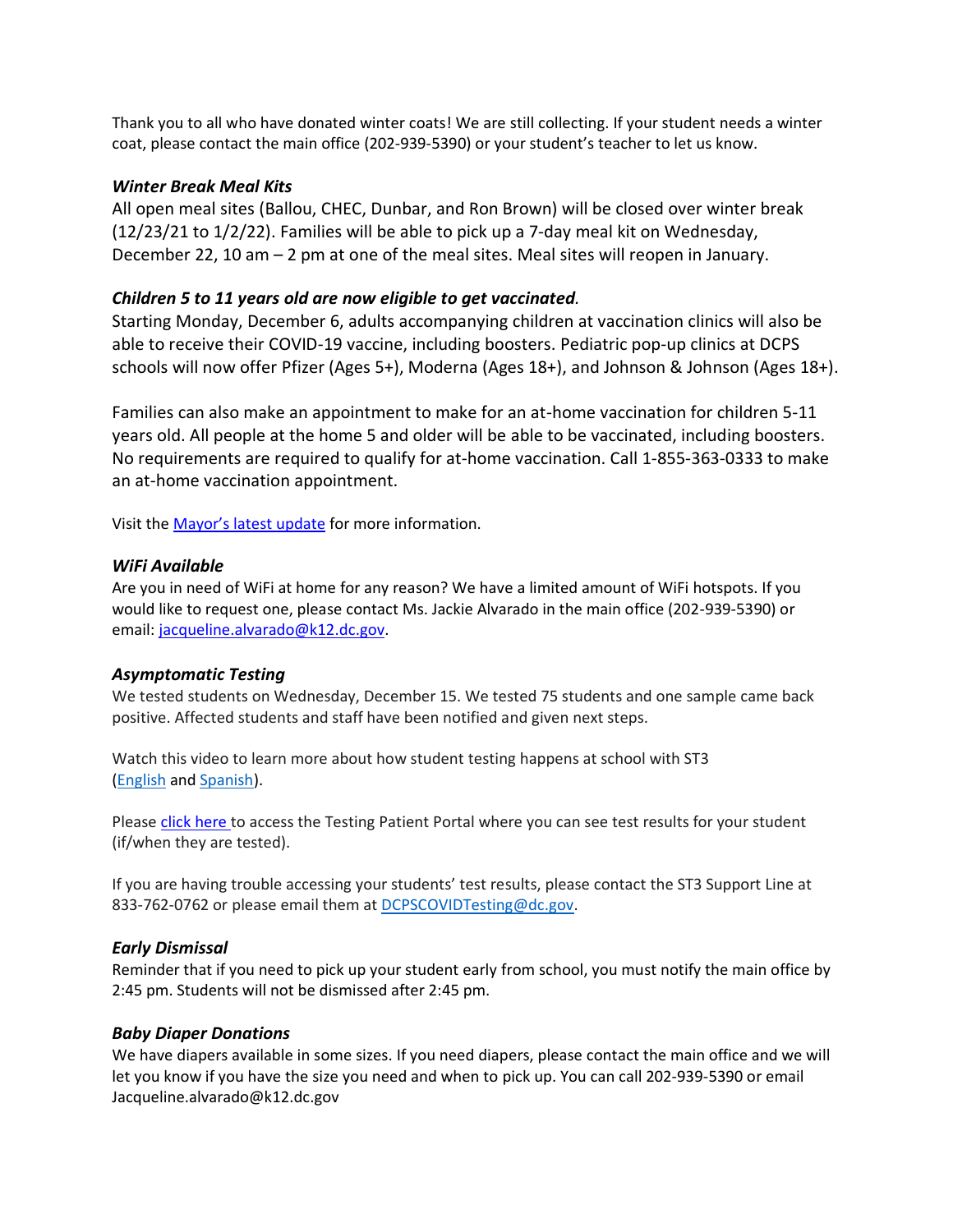Thank you to all who have donated winter coats! We are still collecting. If your student needs a winter coat, please contact the main office (202-939-5390) or your student's teacher to let us know.

***Winter Break Meal Kits***

All open meal sites (Ballou, CHEC, Dunbar, and Ron Brown) will be closed over winter break (12/23/21 to 1/2/22). Families will be able to pick up a 7-day meal kit on Wednesday, December 22, 10 am – 2 pm at one of the meal sites. Meal sites will reopen in January.

***Children 5 to 11 years old are now eligible to get vaccinated.***

Starting Monday, December 6, adults accompanying children at vaccination clinics will also be able to receive their COVID-19 vaccine, including boosters. Pediatric pop-up clinics at DCPS schools will now offer Pfizer (Ages 5+), Moderna (Ages 18+), and Johnson & Johnson (Ages 18+).

Families can also make an appointment to make for an at-home vaccination for children 5-11 years old. All people at the home 5 and older will be able to be vaccinated, including boosters. No requirements are required to qualify for at-home vaccination. Call 1-855-363-0333 to make an at-home vaccination appointment.

Visit the Mayor's latest update for more information.

***WiFi Available***

Are you in need of WiFi at home for any reason? We have a limited amount of WiFi hotspots. If you would like to request one, please contact Ms. Jackie Alvarado in the main office (202-939-5390) or email: jacqueline.alvarado@k12.dc.gov.

***Asymptomatic Testing***

We tested students on Wednesday, December 15. We tested 75 students and one sample came back positive. Affected students and staff have been notified and given next steps.

Watch this video to learn more about how student testing happens at school with ST3 (English and Spanish).

Please click here to access the Testing Patient Portal where you can see test results for your student (if/when they are tested).

If you are having trouble accessing your students' test results, please contact the ST3 Support Line at 833-762-0762 or please email them at DCPSCOVIDTesting@dc.gov.

***Early Dismissal***

Reminder that if you need to pick up your student early from school, you must notify the main office by 2:45 pm. Students will not be dismissed after 2:45 pm.

***Baby Diaper Donations***

We have diapers available in some sizes. If you need diapers, please contact the main office and we will let you know if you have the size you need and when to pick up. You can call 202-939-5390 or email Jacqueline.alvarado@k12.dc.gov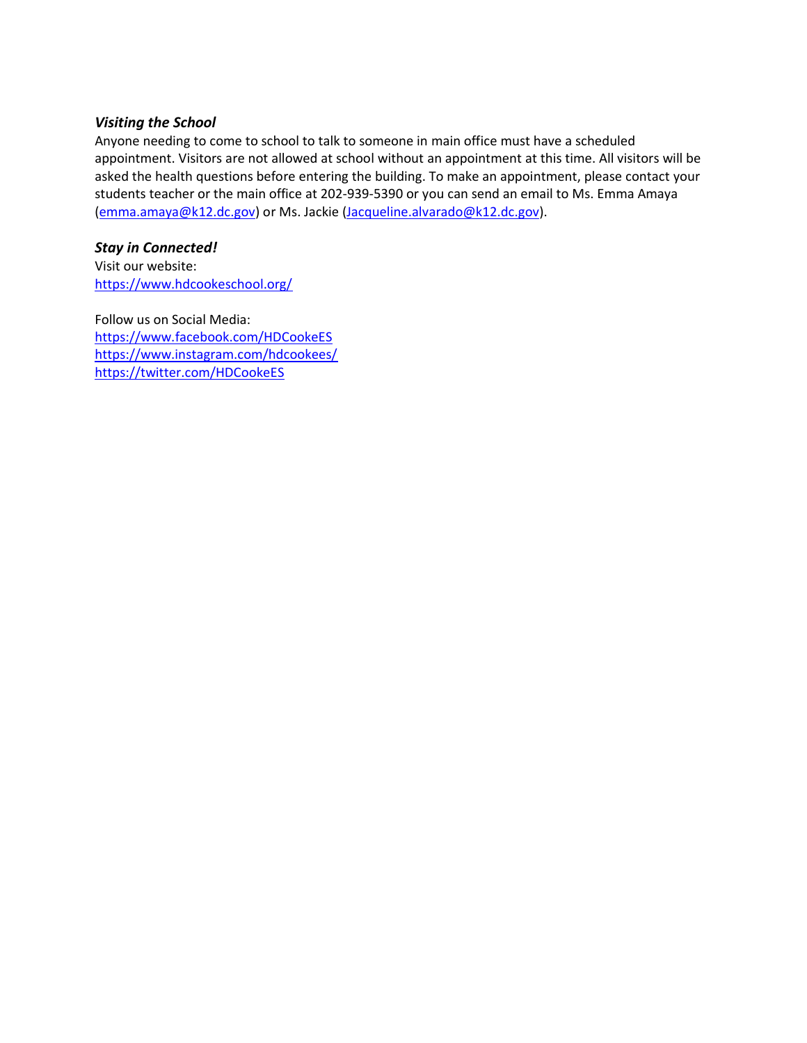### *Visiting the School*

Anyone needing to come to school to talk to someone in main office must have a scheduled appointment. Visitors are not allowed at school without an appointment at this time. All visitors will be asked the health questions before entering the building. To make an appointment, please contact your students teacher or the main office at 202-939-5390 or you can send an email to Ms. Emma Amaya (emma.amaya@k12.dc.gov) or Ms. Jackie (Jacqueline.alvarado@k12.dc.gov).

### *Stay in Connected!*

Visit our website:
https://www.hdcookeschool.org/

Follow us on Social Media:
https://www.facebook.com/HDCookeES
https://www.instagram.com/hdcookees/
https://twitter.com/HDCookeES